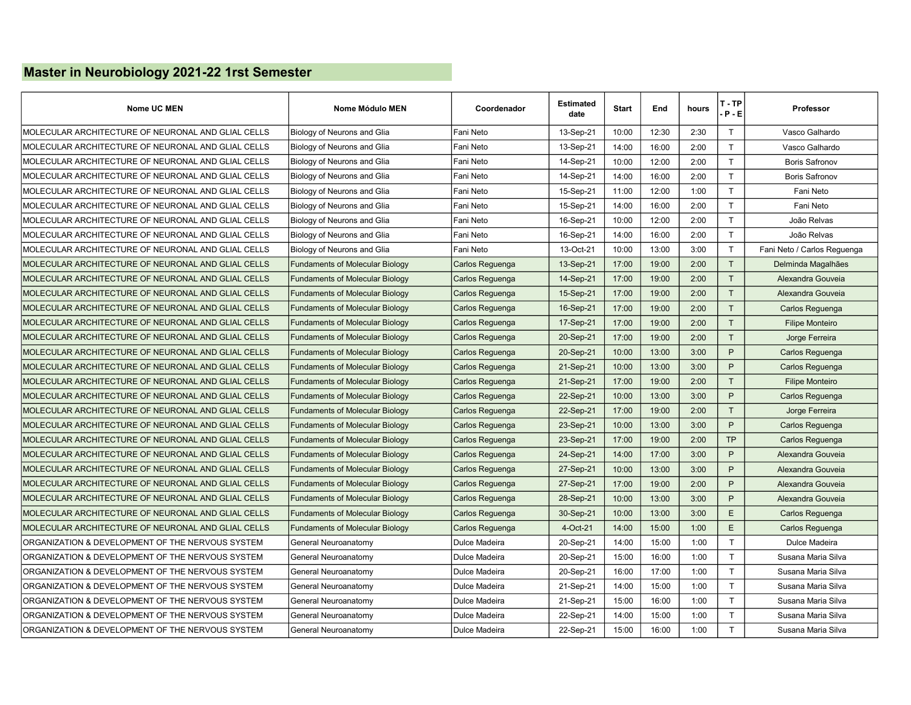## Master in Neurobiology 2021-22 1rst Semester

| Nome UC MEN | Nome Módulo MEN | Coordenador | Estimated date | Start | End | hours | T - TP - P - E | Professor |
|---|---|---|---|---|---|---|---|---|
| MOLECULAR ARCHITECTURE OF NEURONAL AND GLIAL CELLS | Biology of Neurons and Glia | Fani Neto | 13-Sep-21 | 10:00 | 12:30 | 2:30 | T | Vasco Galhardo |
| MOLECULAR ARCHITECTURE OF NEURONAL AND GLIAL CELLS | Biology of Neurons and Glia | Fani Neto | 13-Sep-21 | 14:00 | 16:00 | 2:00 | T | Vasco Galhardo |
| MOLECULAR ARCHITECTURE OF NEURONAL AND GLIAL CELLS | Biology of Neurons and Glia | Fani Neto | 14-Sep-21 | 10:00 | 12:00 | 2:00 | T | Boris Safronov |
| MOLECULAR ARCHITECTURE OF NEURONAL AND GLIAL CELLS | Biology of Neurons and Glia | Fani Neto | 14-Sep-21 | 14:00 | 16:00 | 2:00 | T | Boris Safronov |
| MOLECULAR ARCHITECTURE OF NEURONAL AND GLIAL CELLS | Biology of Neurons and Glia | Fani Neto | 15-Sep-21 | 11:00 | 12:00 | 1:00 | T | Fani Neto |
| MOLECULAR ARCHITECTURE OF NEURONAL AND GLIAL CELLS | Biology of Neurons and Glia | Fani Neto | 15-Sep-21 | 14:00 | 16:00 | 2:00 | T | Fani Neto |
| MOLECULAR ARCHITECTURE OF NEURONAL AND GLIAL CELLS | Biology of Neurons and Glia | Fani Neto | 16-Sep-21 | 10:00 | 12:00 | 2:00 | T | João Relvas |
| MOLECULAR ARCHITECTURE OF NEURONAL AND GLIAL CELLS | Biology of Neurons and Glia | Fani Neto | 16-Sep-21 | 14:00 | 16:00 | 2:00 | T | João Relvas |
| MOLECULAR ARCHITECTURE OF NEURONAL AND GLIAL CELLS | Biology of Neurons and Glia | Fani Neto | 13-Oct-21 | 10:00 | 13:00 | 3:00 | T | Fani Neto / Carlos Reguenga |
| MOLECULAR ARCHITECTURE OF NEURONAL AND GLIAL CELLS | Fundaments of Molecular Biology | Carlos Reguenga | 13-Sep-21 | 17:00 | 19:00 | 2:00 | T | Delminda Magalhães |
| MOLECULAR ARCHITECTURE OF NEURONAL AND GLIAL CELLS | Fundaments of Molecular Biology | Carlos Reguenga | 14-Sep-21 | 17:00 | 19:00 | 2:00 | T | Alexandra Gouveia |
| MOLECULAR ARCHITECTURE OF NEURONAL AND GLIAL CELLS | Fundaments of Molecular Biology | Carlos Reguenga | 15-Sep-21 | 17:00 | 19:00 | 2:00 | T | Alexandra Gouveia |
| MOLECULAR ARCHITECTURE OF NEURONAL AND GLIAL CELLS | Fundaments of Molecular Biology | Carlos Reguenga | 16-Sep-21 | 17:00 | 19:00 | 2:00 | T | Carlos Reguenga |
| MOLECULAR ARCHITECTURE OF NEURONAL AND GLIAL CELLS | Fundaments of Molecular Biology | Carlos Reguenga | 17-Sep-21 | 17:00 | 19:00 | 2:00 | T | Filipe Monteiro |
| MOLECULAR ARCHITECTURE OF NEURONAL AND GLIAL CELLS | Fundaments of Molecular Biology | Carlos Reguenga | 20-Sep-21 | 17:00 | 19:00 | 2:00 | T | Jorge Ferreira |
| MOLECULAR ARCHITECTURE OF NEURONAL AND GLIAL CELLS | Fundaments of Molecular Biology | Carlos Reguenga | 20-Sep-21 | 10:00 | 13:00 | 3:00 | P | Carlos Reguenga |
| MOLECULAR ARCHITECTURE OF NEURONAL AND GLIAL CELLS | Fundaments of Molecular Biology | Carlos Reguenga | 21-Sep-21 | 10:00 | 13:00 | 3:00 | P | Carlos Reguenga |
| MOLECULAR ARCHITECTURE OF NEURONAL AND GLIAL CELLS | Fundaments of Molecular Biology | Carlos Reguenga | 21-Sep-21 | 17:00 | 19:00 | 2:00 | T | Filipe Monteiro |
| MOLECULAR ARCHITECTURE OF NEURONAL AND GLIAL CELLS | Fundaments of Molecular Biology | Carlos Reguenga | 22-Sep-21 | 10:00 | 13:00 | 3:00 | P | Carlos Reguenga |
| MOLECULAR ARCHITECTURE OF NEURONAL AND GLIAL CELLS | Fundaments of Molecular Biology | Carlos Reguenga | 22-Sep-21 | 17:00 | 19:00 | 2:00 | T | Jorge Ferreira |
| MOLECULAR ARCHITECTURE OF NEURONAL AND GLIAL CELLS | Fundaments of Molecular Biology | Carlos Reguenga | 23-Sep-21 | 10:00 | 13:00 | 3:00 | P | Carlos Reguenga |
| MOLECULAR ARCHITECTURE OF NEURONAL AND GLIAL CELLS | Fundaments of Molecular Biology | Carlos Reguenga | 23-Sep-21 | 17:00 | 19:00 | 2:00 | TP | Carlos Reguenga |
| MOLECULAR ARCHITECTURE OF NEURONAL AND GLIAL CELLS | Fundaments of Molecular Biology | Carlos Reguenga | 24-Sep-21 | 14:00 | 17:00 | 3:00 | P | Alexandra Gouveia |
| MOLECULAR ARCHITECTURE OF NEURONAL AND GLIAL CELLS | Fundaments of Molecular Biology | Carlos Reguenga | 27-Sep-21 | 10:00 | 13:00 | 3:00 | P | Alexandra Gouveia |
| MOLECULAR ARCHITECTURE OF NEURONAL AND GLIAL CELLS | Fundaments of Molecular Biology | Carlos Reguenga | 27-Sep-21 | 17:00 | 19:00 | 2:00 | P | Alexandra Gouveia |
| MOLECULAR ARCHITECTURE OF NEURONAL AND GLIAL CELLS | Fundaments of Molecular Biology | Carlos Reguenga | 28-Sep-21 | 10:00 | 13:00 | 3:00 | P | Alexandra Gouveia |
| MOLECULAR ARCHITECTURE OF NEURONAL AND GLIAL CELLS | Fundaments of Molecular Biology | Carlos Reguenga | 30-Sep-21 | 10:00 | 13:00 | 3:00 | E | Carlos Reguenga |
| MOLECULAR ARCHITECTURE OF NEURONAL AND GLIAL CELLS | Fundaments of Molecular Biology | Carlos Reguenga | 4-Oct-21 | 14:00 | 15:00 | 1:00 | E | Carlos Reguenga |
| ORGANIZATION & DEVELOPMENT OF THE NERVOUS SYSTEM | General Neuroanatomy | Dulce Madeira | 20-Sep-21 | 14:00 | 15:00 | 1:00 | T | Dulce Madeira |
| ORGANIZATION & DEVELOPMENT OF THE NERVOUS SYSTEM | General Neuroanatomy | Dulce Madeira | 20-Sep-21 | 15:00 | 16:00 | 1:00 | T | Susana Maria Silva |
| ORGANIZATION & DEVELOPMENT OF THE NERVOUS SYSTEM | General Neuroanatomy | Dulce Madeira | 20-Sep-21 | 16:00 | 17:00 | 1:00 | T | Susana Maria Silva |
| ORGANIZATION & DEVELOPMENT OF THE NERVOUS SYSTEM | General Neuroanatomy | Dulce Madeira | 21-Sep-21 | 14:00 | 15:00 | 1:00 | T | Susana Maria Silva |
| ORGANIZATION & DEVELOPMENT OF THE NERVOUS SYSTEM | General Neuroanatomy | Dulce Madeira | 21-Sep-21 | 15:00 | 16:00 | 1:00 | T | Susana Maria Silva |
| ORGANIZATION & DEVELOPMENT OF THE NERVOUS SYSTEM | General Neuroanatomy | Dulce Madeira | 22-Sep-21 | 14:00 | 15:00 | 1:00 | T | Susana Maria Silva |
| ORGANIZATION & DEVELOPMENT OF THE NERVOUS SYSTEM | General Neuroanatomy | Dulce Madeira | 22-Sep-21 | 15:00 | 16:00 | 1:00 | T | Susana Maria Silva |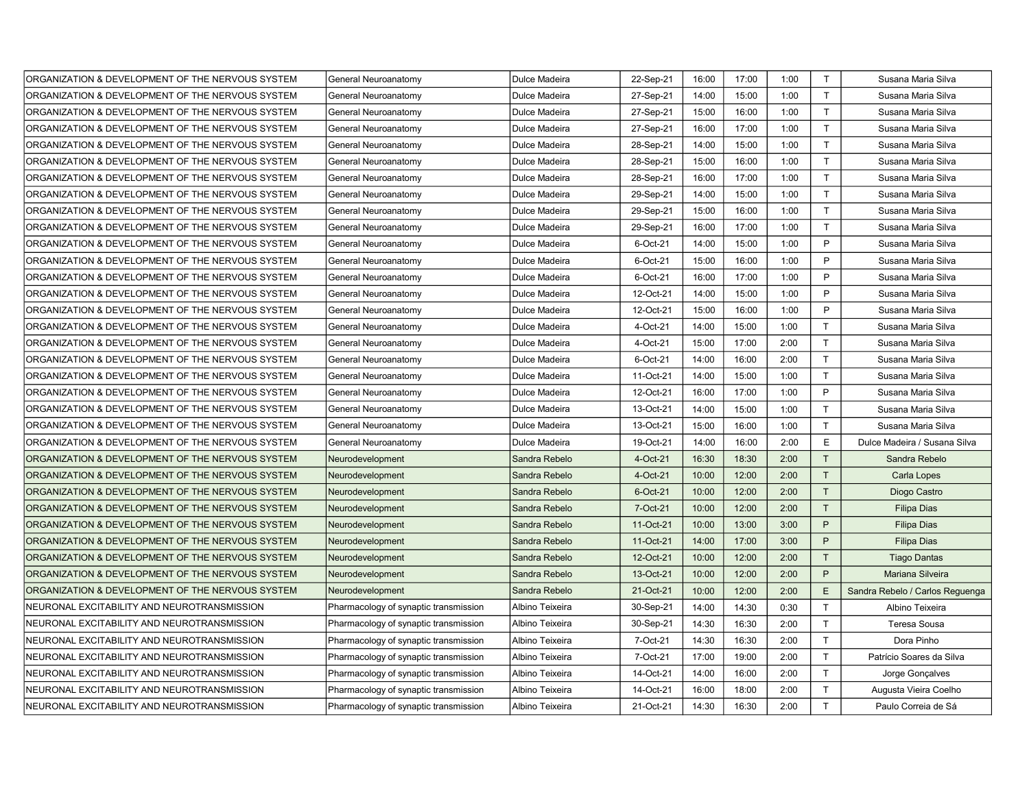| | | | | | | | | |
|---|---|---|---|---|---|---|---|---|
| ORGANIZATION & DEVELOPMENT OF THE NERVOUS SYSTEM | General Neuroanatomy | Dulce Madeira | 22-Sep-21 | 16:00 | 17:00 | 1:00 | T | Susana Maria Silva |
| ORGANIZATION & DEVELOPMENT OF THE NERVOUS SYSTEM | General Neuroanatomy | Dulce Madeira | 27-Sep-21 | 14:00 | 15:00 | 1:00 | T | Susana Maria Silva |
| ORGANIZATION & DEVELOPMENT OF THE NERVOUS SYSTEM | General Neuroanatomy | Dulce Madeira | 27-Sep-21 | 15:00 | 16:00 | 1:00 | T | Susana Maria Silva |
| ORGANIZATION & DEVELOPMENT OF THE NERVOUS SYSTEM | General Neuroanatomy | Dulce Madeira | 27-Sep-21 | 16:00 | 17:00 | 1:00 | T | Susana Maria Silva |
| ORGANIZATION & DEVELOPMENT OF THE NERVOUS SYSTEM | General Neuroanatomy | Dulce Madeira | 28-Sep-21 | 14:00 | 15:00 | 1:00 | T | Susana Maria Silva |
| ORGANIZATION & DEVELOPMENT OF THE NERVOUS SYSTEM | General Neuroanatomy | Dulce Madeira | 28-Sep-21 | 15:00 | 16:00 | 1:00 | T | Susana Maria Silva |
| ORGANIZATION & DEVELOPMENT OF THE NERVOUS SYSTEM | General Neuroanatomy | Dulce Madeira | 28-Sep-21 | 16:00 | 17:00 | 1:00 | T | Susana Maria Silva |
| ORGANIZATION & DEVELOPMENT OF THE NERVOUS SYSTEM | General Neuroanatomy | Dulce Madeira | 29-Sep-21 | 14:00 | 15:00 | 1:00 | T | Susana Maria Silva |
| ORGANIZATION & DEVELOPMENT OF THE NERVOUS SYSTEM | General Neuroanatomy | Dulce Madeira | 29-Sep-21 | 15:00 | 16:00 | 1:00 | T | Susana Maria Silva |
| ORGANIZATION & DEVELOPMENT OF THE NERVOUS SYSTEM | General Neuroanatomy | Dulce Madeira | 29-Sep-21 | 16:00 | 17:00 | 1:00 | T | Susana Maria Silva |
| ORGANIZATION & DEVELOPMENT OF THE NERVOUS SYSTEM | General Neuroanatomy | Dulce Madeira | 6-Oct-21 | 14:00 | 15:00 | 1:00 | P | Susana Maria Silva |
| ORGANIZATION & DEVELOPMENT OF THE NERVOUS SYSTEM | General Neuroanatomy | Dulce Madeira | 6-Oct-21 | 15:00 | 16:00 | 1:00 | P | Susana Maria Silva |
| ORGANIZATION & DEVELOPMENT OF THE NERVOUS SYSTEM | General Neuroanatomy | Dulce Madeira | 6-Oct-21 | 16:00 | 17:00 | 1:00 | P | Susana Maria Silva |
| ORGANIZATION & DEVELOPMENT OF THE NERVOUS SYSTEM | General Neuroanatomy | Dulce Madeira | 12-Oct-21 | 14:00 | 15:00 | 1:00 | P | Susana Maria Silva |
| ORGANIZATION & DEVELOPMENT OF THE NERVOUS SYSTEM | General Neuroanatomy | Dulce Madeira | 12-Oct-21 | 15:00 | 16:00 | 1:00 | P | Susana Maria Silva |
| ORGANIZATION & DEVELOPMENT OF THE NERVOUS SYSTEM | General Neuroanatomy | Dulce Madeira | 4-Oct-21 | 14:00 | 15:00 | 1:00 | T | Susana Maria Silva |
| ORGANIZATION & DEVELOPMENT OF THE NERVOUS SYSTEM | General Neuroanatomy | Dulce Madeira | 4-Oct-21 | 15:00 | 17:00 | 2:00 | T | Susana Maria Silva |
| ORGANIZATION & DEVELOPMENT OF THE NERVOUS SYSTEM | General Neuroanatomy | Dulce Madeira | 6-Oct-21 | 14:00 | 16:00 | 2:00 | T | Susana Maria Silva |
| ORGANIZATION & DEVELOPMENT OF THE NERVOUS SYSTEM | General Neuroanatomy | Dulce Madeira | 11-Oct-21 | 14:00 | 15:00 | 1:00 | T | Susana Maria Silva |
| ORGANIZATION & DEVELOPMENT OF THE NERVOUS SYSTEM | General Neuroanatomy | Dulce Madeira | 12-Oct-21 | 16:00 | 17:00 | 1:00 | P | Susana Maria Silva |
| ORGANIZATION & DEVELOPMENT OF THE NERVOUS SYSTEM | General Neuroanatomy | Dulce Madeira | 13-Oct-21 | 14:00 | 15:00 | 1:00 | T | Susana Maria Silva |
| ORGANIZATION & DEVELOPMENT OF THE NERVOUS SYSTEM | General Neuroanatomy | Dulce Madeira | 13-Oct-21 | 15:00 | 16:00 | 1:00 | T | Susana Maria Silva |
| ORGANIZATION & DEVELOPMENT OF THE NERVOUS SYSTEM | General Neuroanatomy | Dulce Madeira | 19-Oct-21 | 14:00 | 16:00 | 2:00 | E | Dulce Madeira / Susana Silva |
| ORGANIZATION & DEVELOPMENT OF THE NERVOUS SYSTEM | Neurodevelopment | Sandra Rebelo | 4-Oct-21 | 16:30 | 18:30 | 2:00 | T | Sandra Rebelo |
| ORGANIZATION & DEVELOPMENT OF THE NERVOUS SYSTEM | Neurodevelopment | Sandra Rebelo | 4-Oct-21 | 10:00 | 12:00 | 2:00 | T | Carla Lopes |
| ORGANIZATION & DEVELOPMENT OF THE NERVOUS SYSTEM | Neurodevelopment | Sandra Rebelo | 6-Oct-21 | 10:00 | 12:00 | 2:00 | T | Diogo Castro |
| ORGANIZATION & DEVELOPMENT OF THE NERVOUS SYSTEM | Neurodevelopment | Sandra Rebelo | 7-Oct-21 | 10:00 | 12:00 | 2:00 | T | Filipa Dias |
| ORGANIZATION & DEVELOPMENT OF THE NERVOUS SYSTEM | Neurodevelopment | Sandra Rebelo | 11-Oct-21 | 10:00 | 13:00 | 3:00 | P | Filipa Dias |
| ORGANIZATION & DEVELOPMENT OF THE NERVOUS SYSTEM | Neurodevelopment | Sandra Rebelo | 11-Oct-21 | 14:00 | 17:00 | 3:00 | P | Filipa Dias |
| ORGANIZATION & DEVELOPMENT OF THE NERVOUS SYSTEM | Neurodevelopment | Sandra Rebelo | 12-Oct-21 | 10:00 | 12:00 | 2:00 | T | Tiago Dantas |
| ORGANIZATION & DEVELOPMENT OF THE NERVOUS SYSTEM | Neurodevelopment | Sandra Rebelo | 13-Oct-21 | 10:00 | 12:00 | 2:00 | P | Mariana Silveira |
| ORGANIZATION & DEVELOPMENT OF THE NERVOUS SYSTEM | Neurodevelopment | Sandra Rebelo | 21-Oct-21 | 10:00 | 12:00 | 2:00 | E | Sandra Rebelo / Carlos Reguenga |
| NEURONAL EXCITABILITY AND NEUROTRANSMISSION | Pharmacology of synaptic transmission | Albino Teixeira | 30-Sep-21 | 14:00 | 14:30 | 0:30 | T | Albino Teixeira |
| NEURONAL EXCITABILITY AND NEUROTRANSMISSION | Pharmacology of synaptic transmission | Albino Teixeira | 30-Sep-21 | 14:30 | 16:30 | 2:00 | T | Teresa Sousa |
| NEURONAL EXCITABILITY AND NEUROTRANSMISSION | Pharmacology of synaptic transmission | Albino Teixeira | 7-Oct-21 | 14:30 | 16:30 | 2:00 | T | Dora Pinho |
| NEURONAL EXCITABILITY AND NEUROTRANSMISSION | Pharmacology of synaptic transmission | Albino Teixeira | 7-Oct-21 | 17:00 | 19:00 | 2:00 | T | Patrício Soares da Silva |
| NEURONAL EXCITABILITY AND NEUROTRANSMISSION | Pharmacology of synaptic transmission | Albino Teixeira | 14-Oct-21 | 14:00 | 16:00 | 2:00 | T | Jorge Gonçalves |
| NEURONAL EXCITABILITY AND NEUROTRANSMISSION | Pharmacology of synaptic transmission | Albino Teixeira | 14-Oct-21 | 16:00 | 18:00 | 2:00 | T | Augusta Vieira Coelho |
| NEURONAL EXCITABILITY AND NEUROTRANSMISSION | Pharmacology of synaptic transmission | Albino Teixeira | 21-Oct-21 | 14:30 | 16:30 | 2:00 | T | Paulo Correia de Sá |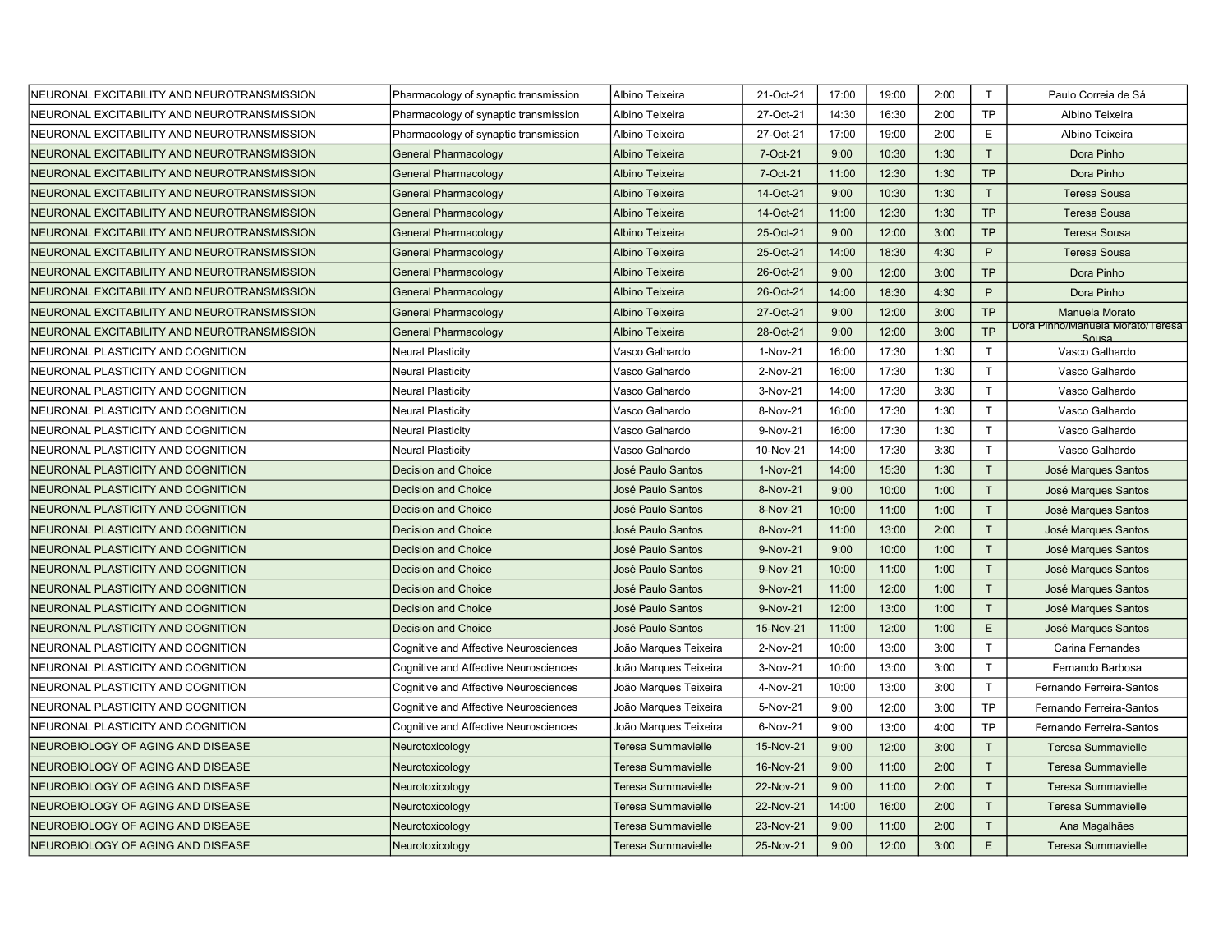| | | | | | | | | |
|---|---|---|---|---|---|---|---|---|
| NEURONAL EXCITABILITY AND NEUROTRANSMISSION | Pharmacology of synaptic transmission | Albino Teixeira | 21-Oct-21 | 17:00 | 19:00 | 2:00 | T | Paulo Correia de Sá |
| NEURONAL EXCITABILITY AND NEUROTRANSMISSION | Pharmacology of synaptic transmission | Albino Teixeira | 27-Oct-21 | 14:30 | 16:30 | 2:00 | TP | Albino Teixeira |
| NEURONAL EXCITABILITY AND NEUROTRANSMISSION | Pharmacology of synaptic transmission | Albino Teixeira | 27-Oct-21 | 17:00 | 19:00 | 2:00 | E | Albino Teixeira |
| NEURONAL EXCITABILITY AND NEUROTRANSMISSION | General Pharmacology | Albino Teixeira | 7-Oct-21 | 9:00 | 10:30 | 1:30 | T | Dora Pinho |
| NEURONAL EXCITABILITY AND NEUROTRANSMISSION | General Pharmacology | Albino Teixeira | 7-Oct-21 | 11:00 | 12:30 | 1:30 | TP | Dora Pinho |
| NEURONAL EXCITABILITY AND NEUROTRANSMISSION | General Pharmacology | Albino Teixeira | 14-Oct-21 | 9:00 | 10:30 | 1:30 | T | Teresa Sousa |
| NEURONAL EXCITABILITY AND NEUROTRANSMISSION | General Pharmacology | Albino Teixeira | 14-Oct-21 | 11:00 | 12:30 | 1:30 | TP | Teresa Sousa |
| NEURONAL EXCITABILITY AND NEUROTRANSMISSION | General Pharmacology | Albino Teixeira | 25-Oct-21 | 9:00 | 12:00 | 3:00 | TP | Teresa Sousa |
| NEURONAL EXCITABILITY AND NEUROTRANSMISSION | General Pharmacology | Albino Teixeira | 25-Oct-21 | 14:00 | 18:30 | 4:30 | P | Teresa Sousa |
| NEURONAL EXCITABILITY AND NEUROTRANSMISSION | General Pharmacology | Albino Teixeira | 26-Oct-21 | 9:00 | 12:00 | 3:00 | TP | Dora Pinho |
| NEURONAL EXCITABILITY AND NEUROTRANSMISSION | General Pharmacology | Albino Teixeira | 26-Oct-21 | 14:00 | 18:30 | 4:30 | P | Dora Pinho |
| NEURONAL EXCITABILITY AND NEUROTRANSMISSION | General Pharmacology | Albino Teixeira | 27-Oct-21 | 9:00 | 12:00 | 3:00 | TP | Manuela Morato |
| NEURONAL EXCITABILITY AND NEUROTRANSMISSION | General Pharmacology | Albino Teixeira | 28-Oct-21 | 9:00 | 12:00 | 3:00 | TP | Dora Pinho/Manuela Morato/Teresa Sousa |
| NEURONAL PLASTICITY AND COGNITION | Neural Plasticity | Vasco Galhardo | 1-Nov-21 | 16:00 | 17:30 | 1:30 | T | Vasco Galhardo |
| NEURONAL PLASTICITY AND COGNITION | Neural Plasticity | Vasco Galhardo | 2-Nov-21 | 16:00 | 17:30 | 1:30 | T | Vasco Galhardo |
| NEURONAL PLASTICITY AND COGNITION | Neural Plasticity | Vasco Galhardo | 3-Nov-21 | 14:00 | 17:30 | 3:30 | T | Vasco Galhardo |
| NEURONAL PLASTICITY AND COGNITION | Neural Plasticity | Vasco Galhardo | 8-Nov-21 | 16:00 | 17:30 | 1:30 | T | Vasco Galhardo |
| NEURONAL PLASTICITY AND COGNITION | Neural Plasticity | Vasco Galhardo | 9-Nov-21 | 16:00 | 17:30 | 1:30 | T | Vasco Galhardo |
| NEURONAL PLASTICITY AND COGNITION | Neural Plasticity | Vasco Galhardo | 10-Nov-21 | 14:00 | 17:30 | 3:30 | T | Vasco Galhardo |
| NEURONAL PLASTICITY AND COGNITION | Decision and Choice | José Paulo Santos | 1-Nov-21 | 14:00 | 15:30 | 1:30 | T | José Marques Santos |
| NEURONAL PLASTICITY AND COGNITION | Decision and Choice | José Paulo Santos | 8-Nov-21 | 9:00 | 10:00 | 1:00 | T | José Marques Santos |
| NEURONAL PLASTICITY AND COGNITION | Decision and Choice | José Paulo Santos | 8-Nov-21 | 10:00 | 11:00 | 1:00 | T | José Marques Santos |
| NEURONAL PLASTICITY AND COGNITION | Decision and Choice | José Paulo Santos | 8-Nov-21 | 11:00 | 13:00 | 2:00 | T | José Marques Santos |
| NEURONAL PLASTICITY AND COGNITION | Decision and Choice | José Paulo Santos | 9-Nov-21 | 9:00 | 10:00 | 1:00 | T | José Marques Santos |
| NEURONAL PLASTICITY AND COGNITION | Decision and Choice | José Paulo Santos | 9-Nov-21 | 10:00 | 11:00 | 1:00 | T | José Marques Santos |
| NEURONAL PLASTICITY AND COGNITION | Decision and Choice | José Paulo Santos | 9-Nov-21 | 11:00 | 12:00 | 1:00 | T | José Marques Santos |
| NEURONAL PLASTICITY AND COGNITION | Decision and Choice | José Paulo Santos | 9-Nov-21 | 12:00 | 13:00 | 1:00 | T | José Marques Santos |
| NEURONAL PLASTICITY AND COGNITION | Decision and Choice | José Paulo Santos | 15-Nov-21 | 11:00 | 12:00 | 1:00 | E | José Marques Santos |
| NEURONAL PLASTICITY AND COGNITION | Cognitive and Affective Neurosciences | João Marques Teixeira | 2-Nov-21 | 10:00 | 13:00 | 3:00 | T | Carina Fernandes |
| NEURONAL PLASTICITY AND COGNITION | Cognitive and Affective Neurosciences | João Marques Teixeira | 3-Nov-21 | 10:00 | 13:00 | 3:00 | T | Fernando Barbosa |
| NEURONAL PLASTICITY AND COGNITION | Cognitive and Affective Neurosciences | João Marques Teixeira | 4-Nov-21 | 10:00 | 13:00 | 3:00 | T | Fernando Ferreira-Santos |
| NEURONAL PLASTICITY AND COGNITION | Cognitive and Affective Neurosciences | João Marques Teixeira | 5-Nov-21 | 9:00 | 12:00 | 3:00 | TP | Fernando Ferreira-Santos |
| NEURONAL PLASTICITY AND COGNITION | Cognitive and Affective Neurosciences | João Marques Teixeira | 6-Nov-21 | 9:00 | 13:00 | 4:00 | TP | Fernando Ferreira-Santos |
| NEUROBIOLOGY OF AGING AND DISEASE | Neurotoxicology | Teresa Summavielle | 15-Nov-21 | 9:00 | 12:00 | 3:00 | T | Teresa Summavielle |
| NEUROBIOLOGY OF AGING AND DISEASE | Neurotoxicology | Teresa Summavielle | 16-Nov-21 | 9:00 | 11:00 | 2:00 | T | Teresa Summavielle |
| NEUROBIOLOGY OF AGING AND DISEASE | Neurotoxicology | Teresa Summavielle | 22-Nov-21 | 9:00 | 11:00 | 2:00 | T | Teresa Summavielle |
| NEUROBIOLOGY OF AGING AND DISEASE | Neurotoxicology | Teresa Summavielle | 22-Nov-21 | 14:00 | 16:00 | 2:00 | T | Teresa Summavielle |
| NEUROBIOLOGY OF AGING AND DISEASE | Neurotoxicology | Teresa Summavielle | 23-Nov-21 | 9:00 | 11:00 | 2:00 | T | Ana Magalhães |
| NEUROBIOLOGY OF AGING AND DISEASE | Neurotoxicology | Teresa Summavielle | 25-Nov-21 | 9:00 | 12:00 | 3:00 | E | Teresa Summavielle |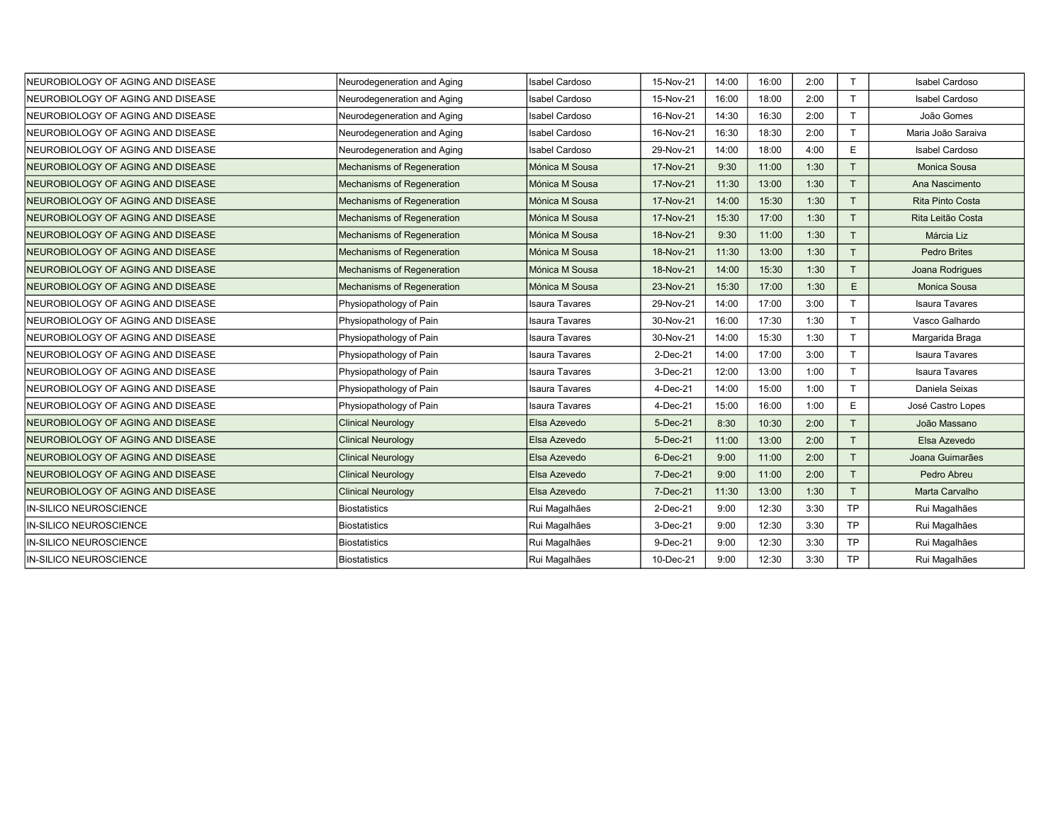| | | | | | | | | |
|---|---|---|---|---|---|---|---|---|
| NEUROBIOLOGY OF AGING AND DISEASE | Neurodegeneration and Aging | Isabel Cardoso | 15-Nov-21 | 14:00 | 16:00 | 2:00 | T | Isabel Cardoso |
| NEUROBIOLOGY OF AGING AND DISEASE | Neurodegeneration and Aging | Isabel Cardoso | 15-Nov-21 | 16:00 | 18:00 | 2:00 | T | Isabel Cardoso |
| NEUROBIOLOGY OF AGING AND DISEASE | Neurodegeneration and Aging | Isabel Cardoso | 16-Nov-21 | 14:30 | 16:30 | 2:00 | T | João Gomes |
| NEUROBIOLOGY OF AGING AND DISEASE | Neurodegeneration and Aging | Isabel Cardoso | 16-Nov-21 | 16:30 | 18:30 | 2:00 | T | Maria João Saraiva |
| NEUROBIOLOGY OF AGING AND DISEASE | Neurodegeneration and Aging | Isabel Cardoso | 29-Nov-21 | 14:00 | 18:00 | 4:00 | E | Isabel Cardoso |
| NEUROBIOLOGY OF AGING AND DISEASE | Mechanisms of Regeneration | Mónica M Sousa | 17-Nov-21 | 9:30 | 11:00 | 1:30 | T | Monica Sousa |
| NEUROBIOLOGY OF AGING AND DISEASE | Mechanisms of Regeneration | Mónica M Sousa | 17-Nov-21 | 11:30 | 13:00 | 1:30 | T | Ana Nascimento |
| NEUROBIOLOGY OF AGING AND DISEASE | Mechanisms of Regeneration | Mónica M Sousa | 17-Nov-21 | 14:00 | 15:30 | 1:30 | T | Rita Pinto Costa |
| NEUROBIOLOGY OF AGING AND DISEASE | Mechanisms of Regeneration | Mónica M Sousa | 17-Nov-21 | 15:30 | 17:00 | 1:30 | T | Rita Leitão Costa |
| NEUROBIOLOGY OF AGING AND DISEASE | Mechanisms of Regeneration | Mónica M Sousa | 18-Nov-21 | 9:30 | 11:00 | 1:30 | T | Márcia Liz |
| NEUROBIOLOGY OF AGING AND DISEASE | Mechanisms of Regeneration | Mónica M Sousa | 18-Nov-21 | 11:30 | 13:00 | 1:30 | T | Pedro Brites |
| NEUROBIOLOGY OF AGING AND DISEASE | Mechanisms of Regeneration | Mónica M Sousa | 18-Nov-21 | 14:00 | 15:30 | 1:30 | T | Joana Rodrigues |
| NEUROBIOLOGY OF AGING AND DISEASE | Mechanisms of Regeneration | Mónica M Sousa | 23-Nov-21 | 15:30 | 17:00 | 1:30 | E | Monica Sousa |
| NEUROBIOLOGY OF AGING AND DISEASE | Physiopathology of Pain | Isaura Tavares | 29-Nov-21 | 14:00 | 17:00 | 3:00 | T | Isaura Tavares |
| NEUROBIOLOGY OF AGING AND DISEASE | Physiopathology of Pain | Isaura Tavares | 30-Nov-21 | 16:00 | 17:30 | 1:30 | T | Vasco Galhardo |
| NEUROBIOLOGY OF AGING AND DISEASE | Physiopathology of Pain | Isaura Tavares | 30-Nov-21 | 14:00 | 15:30 | 1:30 | T | Margarida Braga |
| NEUROBIOLOGY OF AGING AND DISEASE | Physiopathology of Pain | Isaura Tavares | 2-Dec-21 | 14:00 | 17:00 | 3:00 | T | Isaura Tavares |
| NEUROBIOLOGY OF AGING AND DISEASE | Physiopathology of Pain | Isaura Tavares | 3-Dec-21 | 12:00 | 13:00 | 1:00 | T | Isaura Tavares |
| NEUROBIOLOGY OF AGING AND DISEASE | Physiopathology of Pain | Isaura Tavares | 4-Dec-21 | 14:00 | 15:00 | 1:00 | T | Daniela Seixas |
| NEUROBIOLOGY OF AGING AND DISEASE | Physiopathology of Pain | Isaura Tavares | 4-Dec-21 | 15:00 | 16:00 | 1:00 | E | José Castro Lopes |
| NEUROBIOLOGY OF AGING AND DISEASE | Clinical Neurology | Elsa Azevedo | 5-Dec-21 | 8:30 | 10:30 | 2:00 | T | João Massano |
| NEUROBIOLOGY OF AGING AND DISEASE | Clinical Neurology | Elsa Azevedo | 5-Dec-21 | 11:00 | 13:00 | 2:00 | T | Elsa Azevedo |
| NEUROBIOLOGY OF AGING AND DISEASE | Clinical Neurology | Elsa Azevedo | 6-Dec-21 | 9:00 | 11:00 | 2:00 | T | Joana Guimarães |
| NEUROBIOLOGY OF AGING AND DISEASE | Clinical Neurology | Elsa Azevedo | 7-Dec-21 | 9:00 | 11:00 | 2:00 | T | Pedro Abreu |
| NEUROBIOLOGY OF AGING AND DISEASE | Clinical Neurology | Elsa Azevedo | 7-Dec-21 | 11:30 | 13:00 | 1:30 | T | Marta Carvalho |
| IN-SILICO NEUROSCIENCE | Biostatistics | Rui Magalhães | 2-Dec-21 | 9:00 | 12:30 | 3:30 | TP | Rui Magalhães |
| IN-SILICO NEUROSCIENCE | Biostatistics | Rui Magalhães | 3-Dec-21 | 9:00 | 12:30 | 3:30 | TP | Rui Magalhães |
| IN-SILICO NEUROSCIENCE | Biostatistics | Rui Magalhães | 9-Dec-21 | 9:00 | 12:30 | 3:30 | TP | Rui Magalhães |
| IN-SILICO NEUROSCIENCE | Biostatistics | Rui Magalhães | 10-Dec-21 | 9:00 | 12:30 | 3:30 | TP | Rui Magalhães |